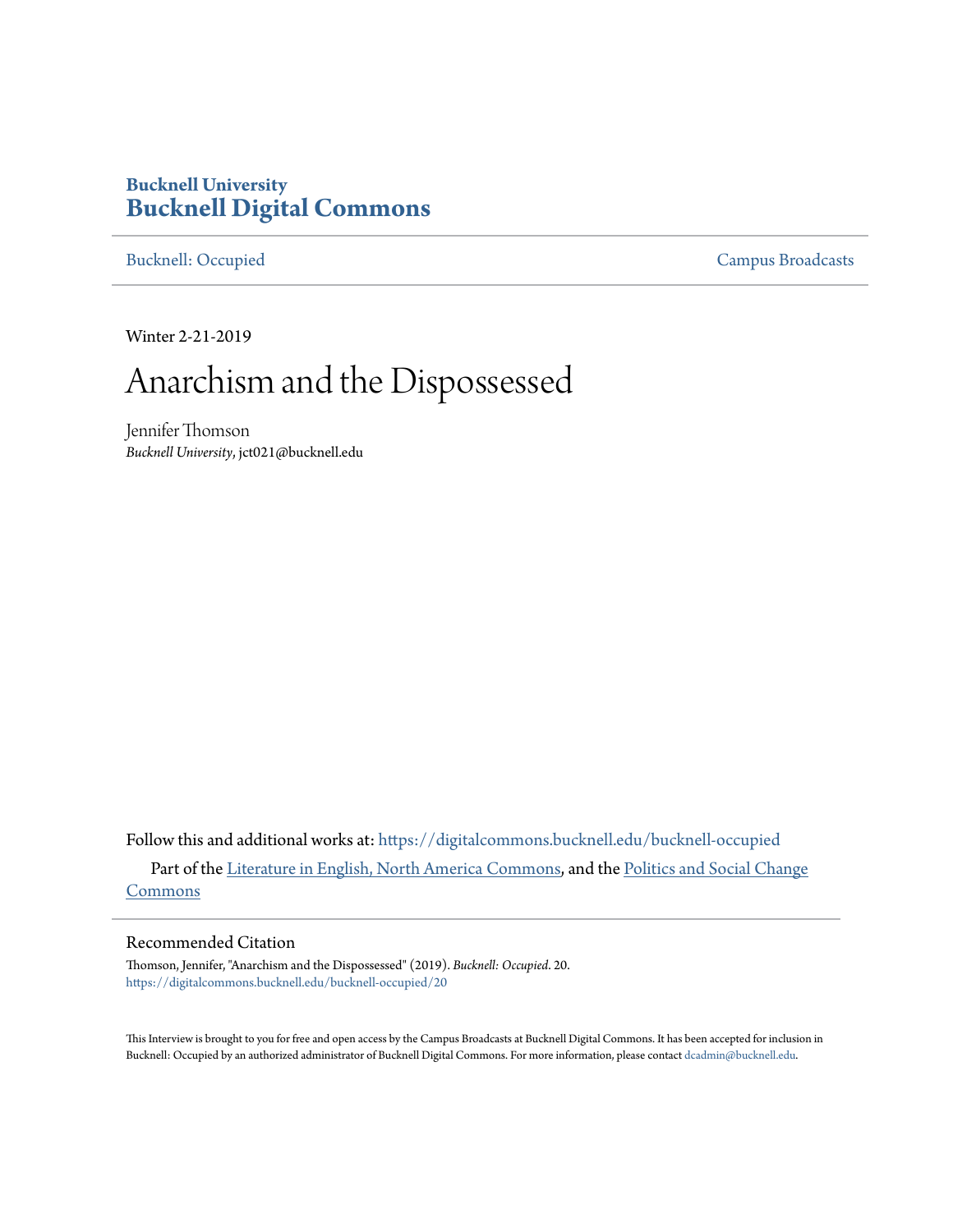**Bucknell University**
**Bucknell Digital Commons**

Bucknell: Occupied | Campus Broadcasts

Winter 2-21-2019

# Anarchism and the Dispossessed

Jennifer Thomson
*Bucknell University*, jct021@bucknell.edu

Follow this and additional works at: https://digitalcommons.bucknell.edu/bucknell-occupied

Part of the Literature in English, North America Commons, and the Politics and Social Change Commons

## Recommended Citation

Thomson, Jennifer, "Anarchism and the Dispossessed" (2019). *Bucknell: Occupied*. 20.
https://digitalcommons.bucknell.edu/bucknell-occupied/20

This Interview is brought to you for free and open access by the Campus Broadcasts at Bucknell Digital Commons. It has been accepted for inclusion in Bucknell: Occupied by an authorized administrator of Bucknell Digital Commons. For more information, please contact dcadmin@bucknell.edu.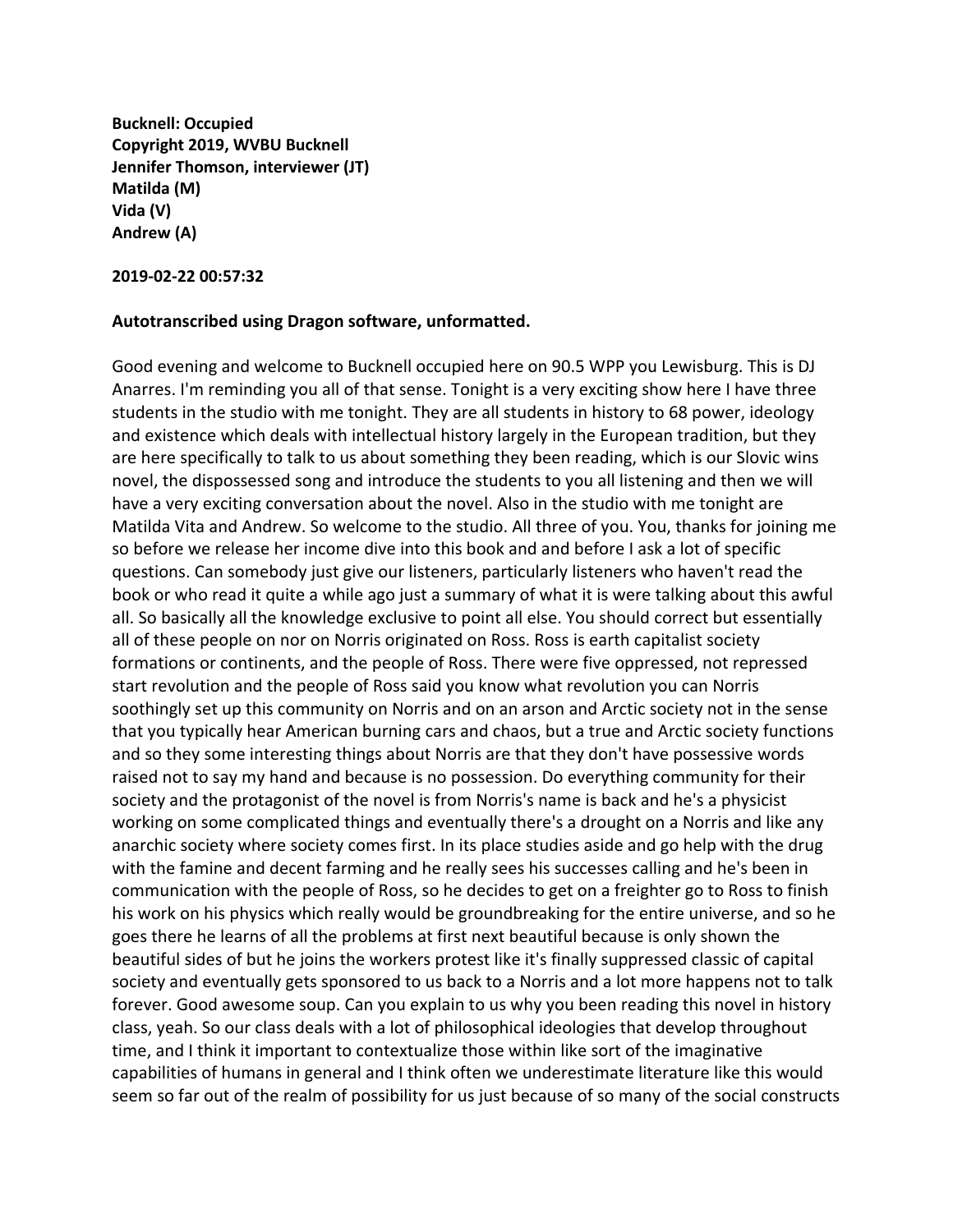**Bucknell: Occupied**
**Copyright 2019, WVBU Bucknell**
**Jennifer Thomson, interviewer (JT)**
**Matilda (M)**
**Vida (V)**
**Andrew (A)**

**2019-02-22 00:57:32**

**Autotranscribed using Dragon software, unformatted.**

Good evening and welcome to Bucknell occupied here on 90.5 WPP you Lewisburg. This is DJ Anarres. I'm reminding you all of that sense. Tonight is a very exciting show here I have three students in the studio with me tonight. They are all students in history to 68 power, ideology and existence which deals with intellectual history largely in the European tradition, but they are here specifically to talk to us about something they been reading, which is our Slovic wins novel, the dispossessed song and introduce the students to you all listening and then we will have a very exciting conversation about the novel. Also in the studio with me tonight are Matilda Vita and Andrew. So welcome to the studio. All three of you. You, thanks for joining me so before we release her income dive into this book and and before I ask a lot of specific questions. Can somebody just give our listeners, particularly listeners who haven't read the book or who read it quite a while ago just a summary of what it is were talking about this awful all. So basically all the knowledge exclusive to point all else. You should correct but essentially all of these people on nor on Norris originated on Ross. Ross is earth capitalist society formations or continents, and the people of Ross. There were five oppressed, not repressed start revolution and the people of Ross said you know what revolution you can Norris soothingly set up this community on Norris and on an arson and Arctic society not in the sense that you typically hear American burning cars and chaos, but a true and Arctic society functions and so they some interesting things about Norris are that they don't have possessive words raised not to say my hand and because is no possession. Do everything community for their society and the protagonist of the novel is from Norris's name is back and he's a physicist working on some complicated things and eventually there's a drought on a Norris and like any anarchic society where society comes first. In its place studies aside and go help with the drug with the famine and decent farming and he really sees his successes calling and he's been in communication with the people of Ross, so he decides to get on a freighter go to Ross to finish his work on his physics which really would be groundbreaking for the entire universe, and so he goes there he learns of all the problems at first next beautiful because is only shown the beautiful sides of but he joins the workers protest like it's finally suppressed classic of capital society and eventually gets sponsored to us back to a Norris and a lot more happens not to talk forever. Good awesome soup. Can you explain to us why you been reading this novel in history class, yeah. So our class deals with a lot of philosophical ideologies that develop throughout time, and I think it important to contextualize those within like sort of the imaginative capabilities of humans in general and I think often we underestimate literature like this would seem so far out of the realm of possibility for us just because of so many of the social constructs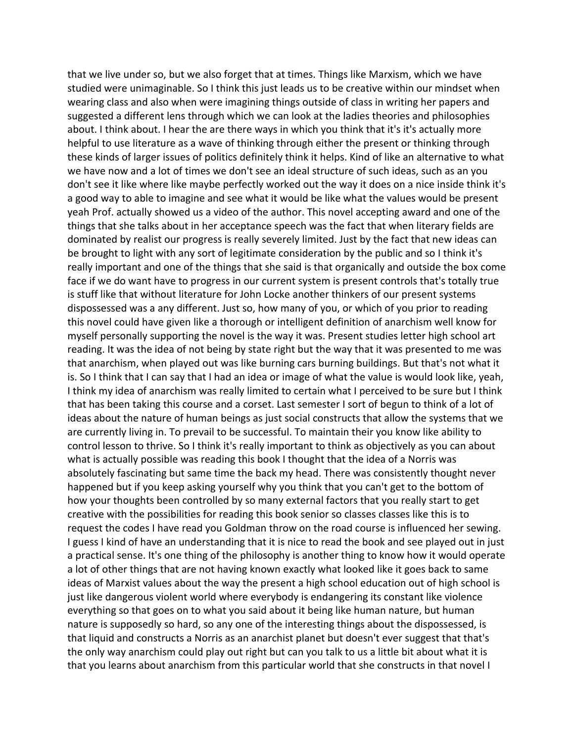that we live under so, but we also forget that at times. Things like Marxism, which we have studied were unimaginable. So I think this just leads us to be creative within our mindset when wearing class and also when were imagining things outside of class in writing her papers and suggested a different lens through which we can look at the ladies theories and philosophies about. I think about. I hear the are there ways in which you think that it's it's actually more helpful to use literature as a wave of thinking through either the present or thinking through these kinds of larger issues of politics definitely think it helps. Kind of like an alternative to what we have now and a lot of times we don't see an ideal structure of such ideas, such as an you don't see it like where like maybe perfectly worked out the way it does on a nice inside think it's a good way to able to imagine and see what it would be like what the values would be present yeah Prof. actually showed us a video of the author. This novel accepting award and one of the things that she talks about in her acceptance speech was the fact that when literary fields are dominated by realist our progress is really severely limited. Just by the fact that new ideas can be brought to light with any sort of legitimate consideration by the public and so I think it's really important and one of the things that she said is that organically and outside the box come face if we do want have to progress in our current system is present controls that's totally true is stuff like that without literature for John Locke another thinkers of our present systems dispossessed was a any different. Just so, how many of you, or which of you prior to reading this novel could have given like a thorough or intelligent definition of anarchism well know for myself personally supporting the novel is the way it was. Present studies letter high school art reading. It was the idea of not being by state right but the way that it was presented to me was that anarchism, when played out was like burning cars burning buildings. But that's not what it is. So I think that I can say that I had an idea or image of what the value is would look like, yeah, I think my idea of anarchism was really limited to certain what I perceived to be sure but I think that has been taking this course and a corset. Last semester I sort of begun to think of a lot of ideas about the nature of human beings as just social constructs that allow the systems that we are currently living in. To prevail to be successful. To maintain their you know like ability to control lesson to thrive. So I think it's really important to think as objectively as you can about what is actually possible was reading this book I thought that the idea of a Norris was absolutely fascinating but same time the back my head. There was consistently thought never happened but if you keep asking yourself why you think that you can't get to the bottom of how your thoughts been controlled by so many external factors that you really start to get creative with the possibilities for reading this book senior so classes classes like this is to request the codes I have read you Goldman throw on the road course is influenced her sewing. I guess I kind of have an understanding that it is nice to read the book and see played out in just a practical sense. It's one thing of the philosophy is another thing to know how it would operate a lot of other things that are not having known exactly what looked like it goes back to same ideas of Marxist values about the way the present a high school education out of high school is just like dangerous violent world where everybody is endangering its constant like violence everything so that goes on to what you said about it being like human nature, but human nature is supposedly so hard, so any one of the interesting things about the dispossessed, is that liquid and constructs a Norris as an anarchist planet but doesn't ever suggest that that's the only way anarchism could play out right but can you talk to us a little bit about what it is that you learns about anarchism from this particular world that she constructs in that novel I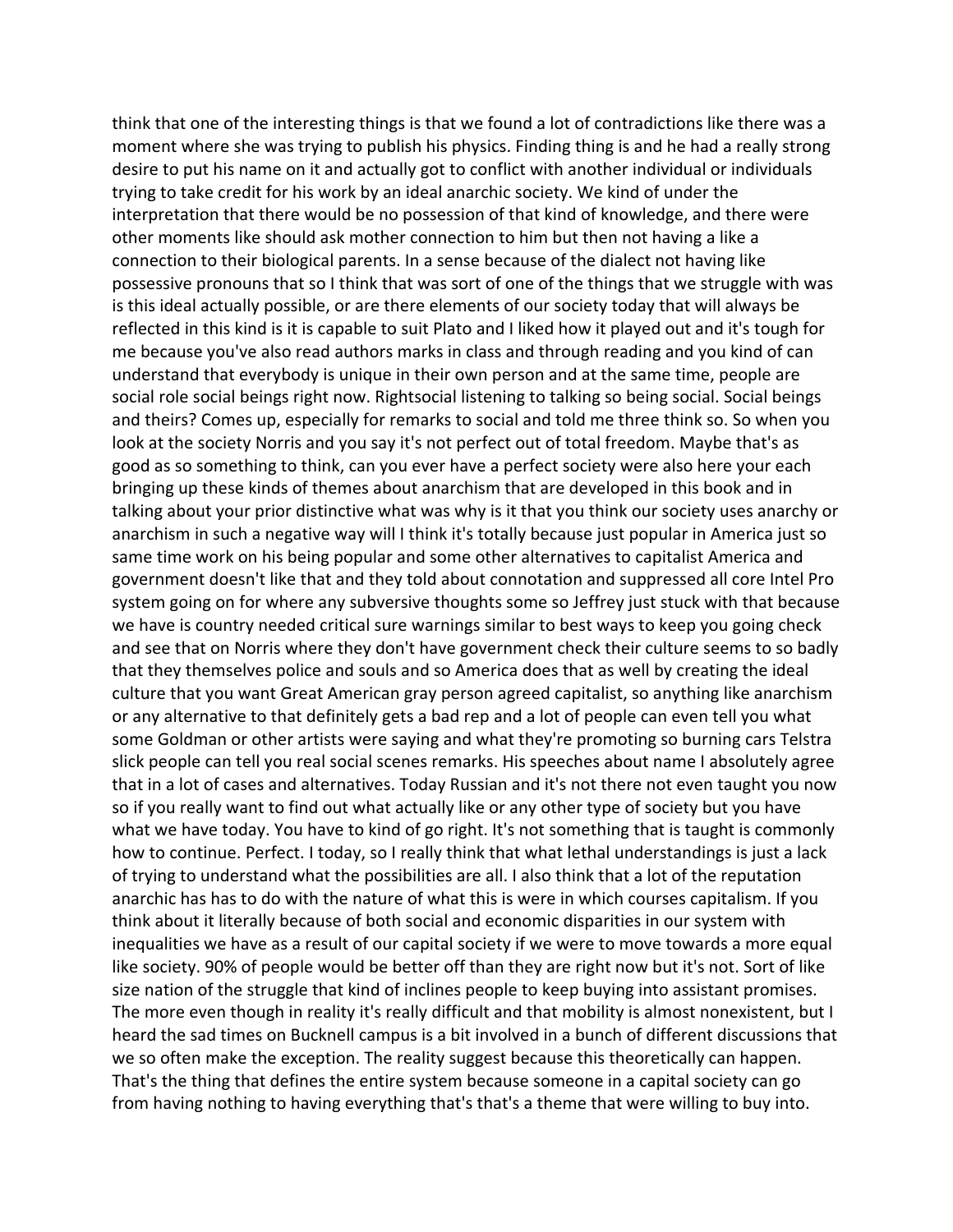think that one of the interesting things is that we found a lot of contradictions like there was a moment where she was trying to publish his physics. Finding thing is and he had a really strong desire to put his name on it and actually got to conflict with another individual or individuals trying to take credit for his work by an ideal anarchic society. We kind of under the interpretation that there would be no possession of that kind of knowledge, and there were other moments like should ask mother connection to him but then not having a like a connection to their biological parents. In a sense because of the dialect not having like possessive pronouns that so I think that was sort of one of the things that we struggle with was is this ideal actually possible, or are there elements of our society today that will always be reflected in this kind is it is capable to suit Plato and I liked how it played out and it's tough for me because you've also read authors marks in class and through reading and you kind of can understand that everybody is unique in their own person and at the same time, people are social role social beings right now. Rightsocial listening to talking so being social. Social beings and theirs? Comes up, especially for remarks to social and told me three think so. So when you look at the society Norris and you say it's not perfect out of total freedom. Maybe that's as good as so something to think, can you ever have a perfect society were also here your each bringing up these kinds of themes about anarchism that are developed in this book and in talking about your prior distinctive what was why is it that you think our society uses anarchy or anarchism in such a negative way will I think it's totally because just popular in America just so same time work on his being popular and some other alternatives to capitalist America and government doesn't like that and they told about connotation and suppressed all core Intel Pro system going on for where any subversive thoughts some so Jeffrey just stuck with that because we have is country needed critical sure warnings similar to best ways to keep you going check and see that on Norris where they don't have government check their culture seems to so badly that they themselves police and souls and so America does that as well by creating the ideal culture that you want Great American gray person agreed capitalist, so anything like anarchism or any alternative to that definitely gets a bad rep and a lot of people can even tell you what some Goldman or other artists were saying and what they're promoting so burning cars Telstra slick people can tell you real social scenes remarks. His speeches about name I absolutely agree that in a lot of cases and alternatives. Today Russian and it's not there not even taught you now so if you really want to find out what actually like or any other type of society but you have what we have today. You have to kind of go right. It's not something that is taught is commonly how to continue. Perfect. I today, so I really think that what lethal understandings is just a lack of trying to understand what the possibilities are all. I also think that a lot of the reputation anarchic has has to do with the nature of what this is were in which courses capitalism. If you think about it literally because of both social and economic disparities in our system with inequalities we have as a result of our capital society if we were to move towards a more equal like society. 90% of people would be better off than they are right now but it's not. Sort of like size nation of the struggle that kind of inclines people to keep buying into assistant promises. The more even though in reality it's really difficult and that mobility is almost nonexistent, but I heard the sad times on Bucknell campus is a bit involved in a bunch of different discussions that we so often make the exception. The reality suggest because this theoretically can happen. That's the thing that defines the entire system because someone in a capital society can go from having nothing to having everything that's that's a theme that were willing to buy into.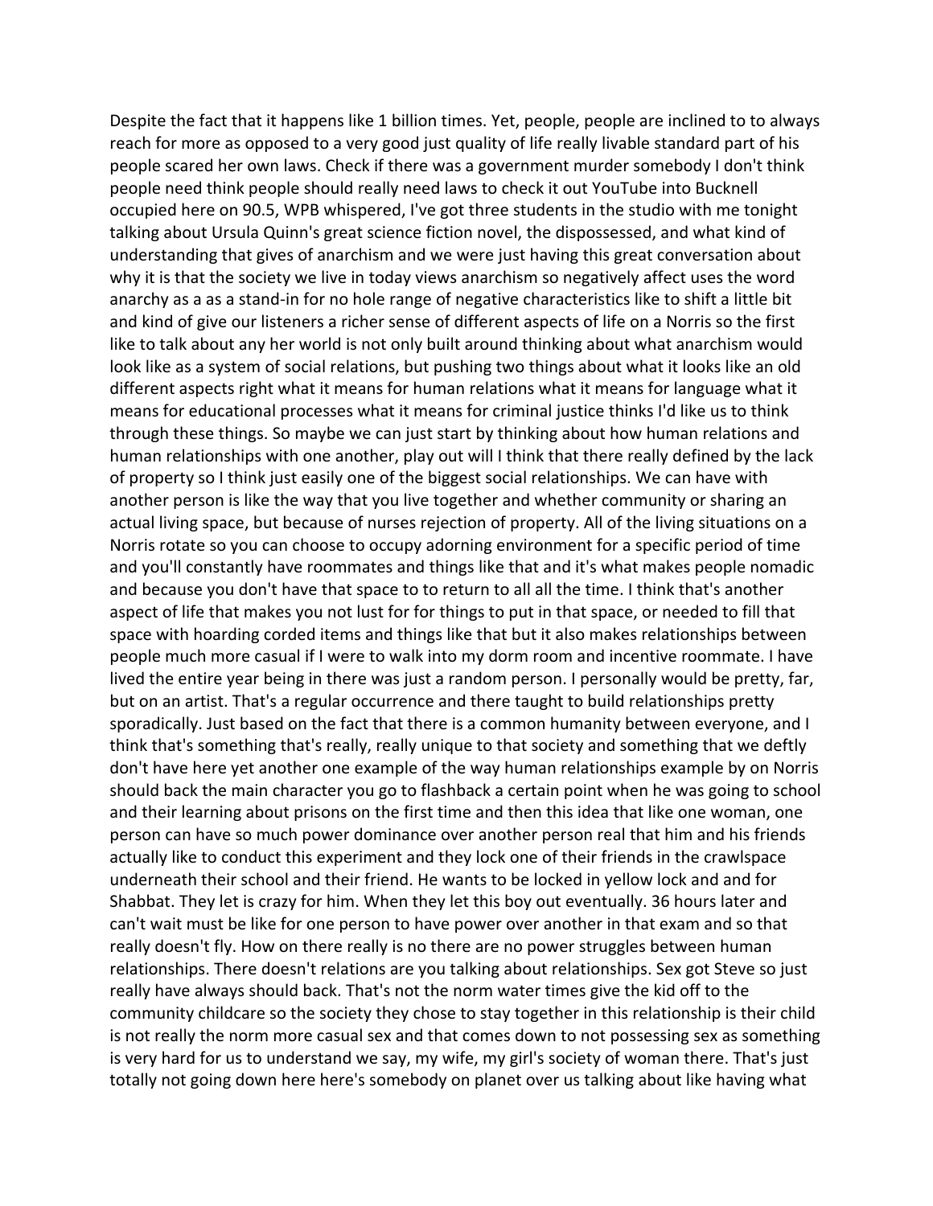Despite the fact that it happens like 1 billion times. Yet, people, people are inclined to to always reach for more as opposed to a very good just quality of life really livable standard part of his people scared her own laws. Check if there was a government murder somebody I don't think people need think people should really need laws to check it out YouTube into Bucknell occupied here on 90.5, WPB whispered, I've got three students in the studio with me tonight talking about Ursula Quinn's great science fiction novel, the dispossessed, and what kind of understanding that gives of anarchism and we were just having this great conversation about why it is that the society we live in today views anarchism so negatively affect uses the word anarchy as a as a stand-in for no hole range of negative characteristics like to shift a little bit and kind of give our listeners a richer sense of different aspects of life on a Norris so the first like to talk about any her world is not only built around thinking about what anarchism would look like as a system of social relations, but pushing two things about what it looks like an old different aspects right what it means for human relations what it means for language what it means for educational processes what it means for criminal justice thinks I'd like us to think through these things. So maybe we can just start by thinking about how human relations and human relationships with one another, play out will I think that there really defined by the lack of property so I think just easily one of the biggest social relationships. We can have with another person is like the way that you live together and whether community or sharing an actual living space, but because of nurses rejection of property. All of the living situations on a Norris rotate so you can choose to occupy adorning environment for a specific period of time and you'll constantly have roommates and things like that and it's what makes people nomadic and because you don't have that space to to return to all all the time. I think that's another aspect of life that makes you not lust for for things to put in that space, or needed to fill that space with hoarding corded items and things like that but it also makes relationships between people much more casual if I were to walk into my dorm room and incentive roommate. I have lived the entire year being in there was just a random person. I personally would be pretty, far, but on an artist. That's a regular occurrence and there taught to build relationships pretty sporadically. Just based on the fact that there is a common humanity between everyone, and I think that's something that's really, really unique to that society and something that we deftly don't have here yet another one example of the way human relationships example by on Norris should back the main character you go to flashback a certain point when he was going to school and their learning about prisons on the first time and then this idea that like one woman, one person can have so much power dominance over another person real that him and his friends actually like to conduct this experiment and they lock one of their friends in the crawlspace underneath their school and their friend. He wants to be locked in yellow lock and and for Shabbat. They let is crazy for him. When they let this boy out eventually. 36 hours later and can't wait must be like for one person to have power over another in that exam and so that really doesn't fly. How on there really is no there are no power struggles between human relationships. There doesn't relations are you talking about relationships. Sex got Steve so just really have always should back. That's not the norm water times give the kid off to the community childcare so the society they chose to stay together in this relationship is their child is not really the norm more casual sex and that comes down to not possessing sex as something is very hard for us to understand we say, my wife, my girl's society of woman there. That's just totally not going down here here's somebody on planet over us talking about like having what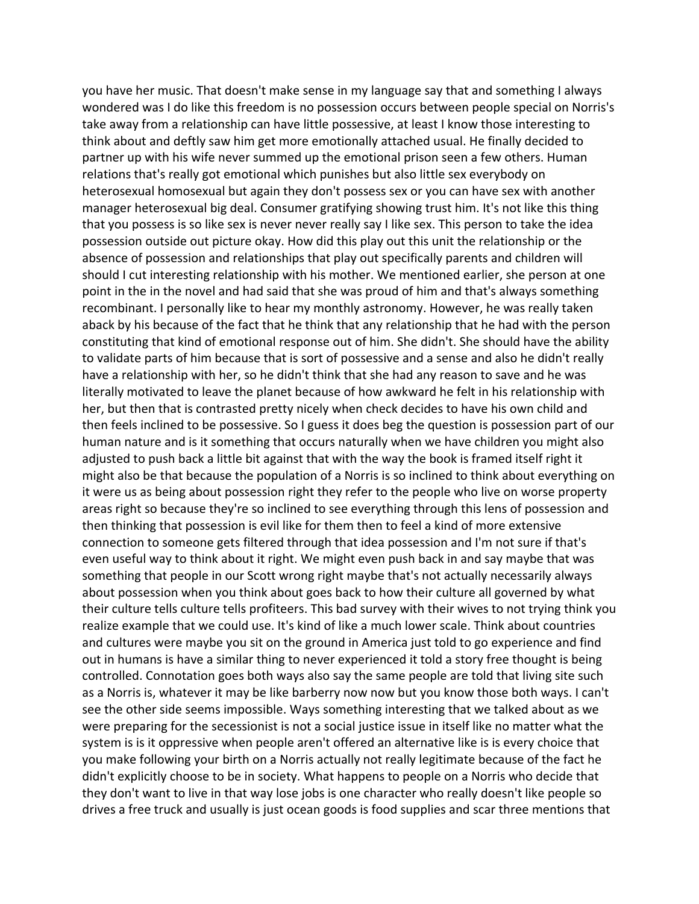you have her music. That doesn't make sense in my language say that and something I always wondered was I do like this freedom is no possession occurs between people special on Norris's take away from a relationship can have little possessive, at least I know those interesting to think about and deftly saw him get more emotionally attached usual. He finally decided to partner up with his wife never summed up the emotional prison seen a few others. Human relations that's really got emotional which punishes but also little sex everybody on heterosexual homosexual but again they don't possess sex or you can have sex with another manager heterosexual big deal. Consumer gratifying showing trust him. It's not like this thing that you possess is so like sex is never never really say I like sex. This person to take the idea possession outside out picture okay. How did this play out this unit the relationship or the absence of possession and relationships that play out specifically parents and children will should I cut interesting relationship with his mother. We mentioned earlier, she person at one point in the in the novel and had said that she was proud of him and that's always something recombinant. I personally like to hear my monthly astronomy. However, he was really taken aback by his because of the fact that he think that any relationship that he had with the person constituting that kind of emotional response out of him. She didn't. She should have the ability to validate parts of him because that is sort of possessive and a sense and also he didn't really have a relationship with her, so he didn't think that she had any reason to save and he was literally motivated to leave the planet because of how awkward he felt in his relationship with her, but then that is contrasted pretty nicely when check decides to have his own child and then feels inclined to be possessive. So I guess it does beg the question is possession part of our human nature and is it something that occurs naturally when we have children you might also adjusted to push back a little bit against that with the way the book is framed itself right it might also be that because the population of a Norris is so inclined to think about everything on it were us as being about possession right they refer to the people who live on worse property areas right so because they're so inclined to see everything through this lens of possession and then thinking that possession is evil like for them then to feel a kind of more extensive connection to someone gets filtered through that idea possession and I'm not sure if that's even useful way to think about it right. We might even push back in and say maybe that was something that people in our Scott wrong right maybe that's not actually necessarily always about possession when you think about goes back to how their culture all governed by what their culture tells culture tells profiteers. This bad survey with their wives to not trying think you realize example that we could use. It's kind of like a much lower scale. Think about countries and cultures were maybe you sit on the ground in America just told to go experience and find out in humans is have a similar thing to never experienced it told a story free thought is being controlled. Connotation goes both ways also say the same people are told that living site such as a Norris is, whatever it may be like barberry now now but you know those both ways. I can't see the other side seems impossible. Ways something interesting that we talked about as we were preparing for the secessionist is not a social justice issue in itself like no matter what the system is is it oppressive when people aren't offered an alternative like is is every choice that you make following your birth on a Norris actually not really legitimate because of the fact he didn't explicitly choose to be in society. What happens to people on a Norris who decide that they don't want to live in that way lose jobs is one character who really doesn't like people so drives a free truck and usually is just ocean goods is food supplies and scar three mentions that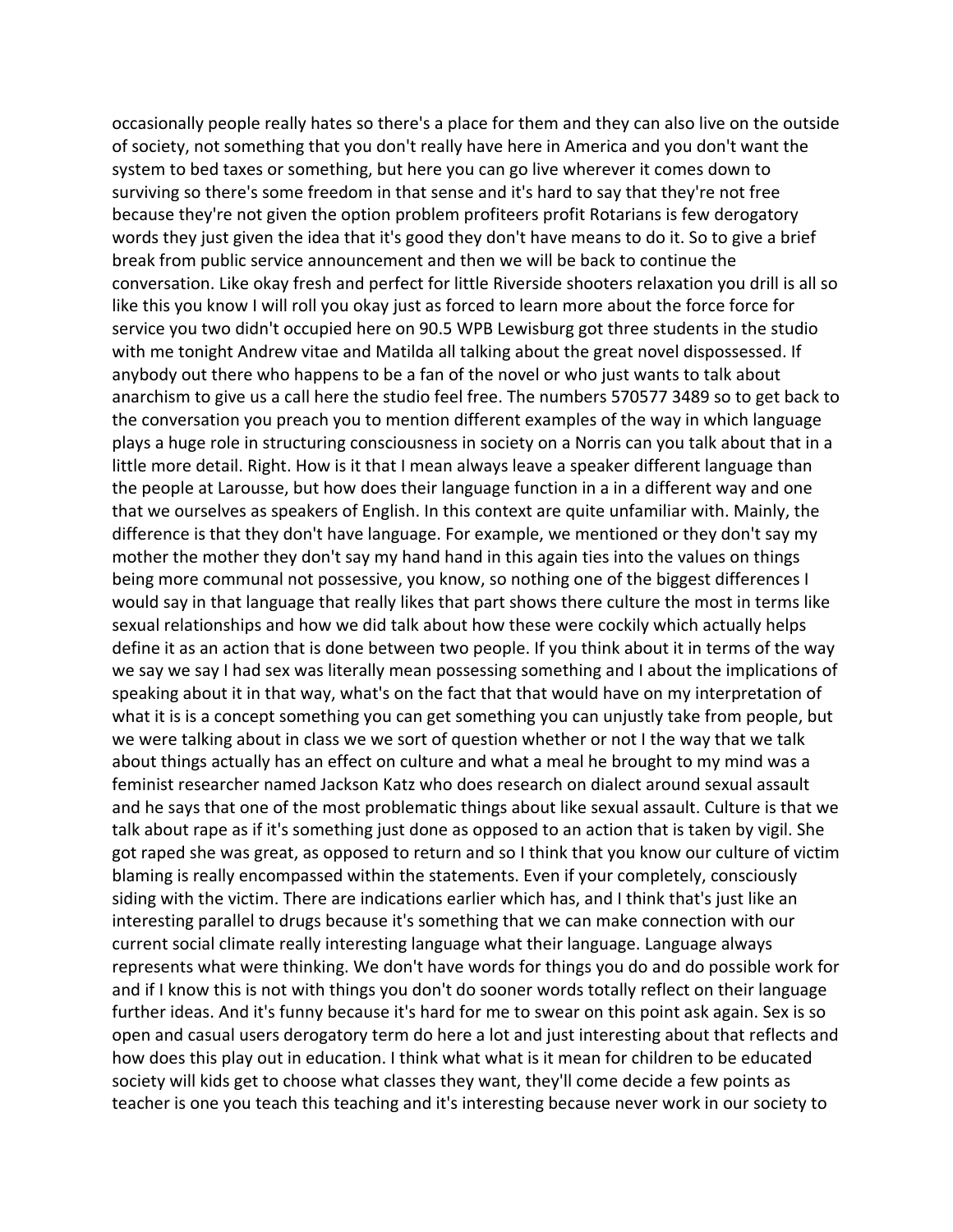occasionally people really hates so there's a place for them and they can also live on the outside of society, not something that you don't really have here in America and you don't want the system to bed taxes or something, but here you can go live wherever it comes down to surviving so there's some freedom in that sense and it's hard to say that they're not free because they're not given the option problem profiteers profit Rotarians is few derogatory words they just given the idea that it's good they don't have means to do it. So to give a brief break from public service announcement and then we will be back to continue the conversation. Like okay fresh and perfect for little Riverside shooters relaxation you drill is all so like this you know I will roll you okay just as forced to learn more about the force force for service you two didn't occupied here on 90.5 WPB Lewisburg got three students in the studio with me tonight Andrew vitae and Matilda all talking about the great novel dispossessed. If anybody out there who happens to be a fan of the novel or who just wants to talk about anarchism to give us a call here the studio feel free. The numbers 570577 3489 so to get back to the conversation you preach you to mention different examples of the way in which language plays a huge role in structuring consciousness in society on a Norris can you talk about that in a little more detail. Right. How is it that I mean always leave a speaker different language than the people at Larousse, but how does their language function in a in a different way and one that we ourselves as speakers of English. In this context are quite unfamiliar with. Mainly, the difference is that they don't have language. For example, we mentioned or they don't say my mother the mother they don't say my hand hand in this again ties into the values on things being more communal not possessive, you know, so nothing one of the biggest differences I would say in that language that really likes that part shows there culture the most in terms like sexual relationships and how we did talk about how these were cockily which actually helps define it as an action that is done between two people. If you think about it in terms of the way we say we say I had sex was literally mean possessing something and I about the implications of speaking about it in that way, what's on the fact that that would have on my interpretation of what it is is a concept something you can get something you can unjustly take from people, but we were talking about in class we we sort of question whether or not I the way that we talk about things actually has an effect on culture and what a meal he brought to my mind was a feminist researcher named Jackson Katz who does research on dialect around sexual assault and he says that one of the most problematic things about like sexual assault. Culture is that we talk about rape as if it's something just done as opposed to an action that is taken by vigil. She got raped she was great, as opposed to return and so I think that you know our culture of victim blaming is really encompassed within the statements. Even if your completely, consciously siding with the victim. There are indications earlier which has, and I think that's just like an interesting parallel to drugs because it's something that we can make connection with our current social climate really interesting language what their language. Language always represents what were thinking. We don't have words for things you do and do possible work for and if I know this is not with things you don't do sooner words totally reflect on their language further ideas. And it's funny because it's hard for me to swear on this point ask again. Sex is so open and casual users derogatory term do here a lot and just interesting about that reflects and how does this play out in education. I think what what is it mean for children to be educated society will kids get to choose what classes they want, they'll come decide a few points as teacher is one you teach this teaching and it's interesting because never work in our society to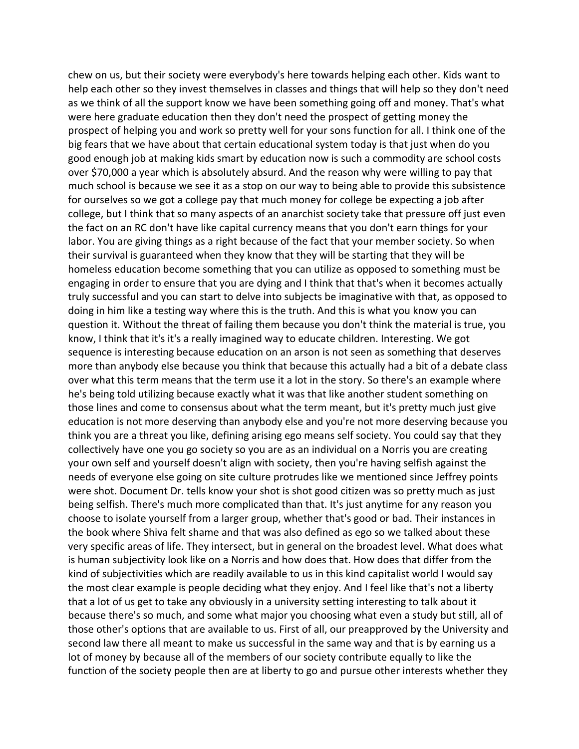chew on us, but their society were everybody's here towards helping each other. Kids want to help each other so they invest themselves in classes and things that will help so they don't need as we think of all the support know we have been something going off and money. That's what were here graduate education then they don't need the prospect of getting money the prospect of helping you and work so pretty well for your sons function for all. I think one of the big fears that we have about that certain educational system today is that just when do you good enough job at making kids smart by education now is such a commodity are school costs over $70,000 a year which is absolutely absurd. And the reason why were willing to pay that much school is because we see it as a stop on our way to being able to provide this subsistence for ourselves so we got a college pay that much money for college be expecting a job after college, but I think that so many aspects of an anarchist society take that pressure off just even the fact on an RC don't have like capital currency means that you don't earn things for your labor. You are giving things as a right because of the fact that your member society. So when their survival is guaranteed when they know that they will be starting that they will be homeless education become something that you can utilize as opposed to something must be engaging in order to ensure that you are dying and I think that that's when it becomes actually truly successful and you can start to delve into subjects be imaginative with that, as opposed to doing in him like a testing way where this is the truth. And this is what you know you can question it. Without the threat of failing them because you don't think the material is true, you know, I think that it's it's a really imagined way to educate children. Interesting. We got sequence is interesting because education on an arson is not seen as something that deserves more than anybody else because you think that because this actually had a bit of a debate class over what this term means that the term use it a lot in the story. So there's an example where he's being told utilizing because exactly what it was that like another student something on those lines and come to consensus about what the term meant, but it's pretty much just give education is not more deserving than anybody else and you're not more deserving because you think you are a threat you like, defining arising ego means self society. You could say that they collectively have one you go society so you are as an individual on a Norris you are creating your own self and yourself doesn't align with society, then you're having selfish against the needs of everyone else going on site culture protrudes like we mentioned since Jeffrey points were shot. Document Dr. tells know your shot is shot good citizen was so pretty much as just being selfish. There's much more complicated than that. It's just anytime for any reason you choose to isolate yourself from a larger group, whether that's good or bad. Their instances in the book where Shiva felt shame and that was also defined as ego so we talked about these very specific areas of life. They intersect, but in general on the broadest level. What does what is human subjectivity look like on a Norris and how does that. How does that differ from the kind of subjectivities which are readily available to us in this kind capitalist world I would say the most clear example is people deciding what they enjoy. And I feel like that's not a liberty that a lot of us get to take any obviously in a university setting interesting to talk about it because there's so much, and some what major you choosing what even a study but still, all of those other's options that are available to us. First of all, our preapproved by the University and second law there all meant to make us successful in the same way and that is by earning us a lot of money by because all of the members of our society contribute equally to like the function of the society people then are at liberty to go and pursue other interests whether they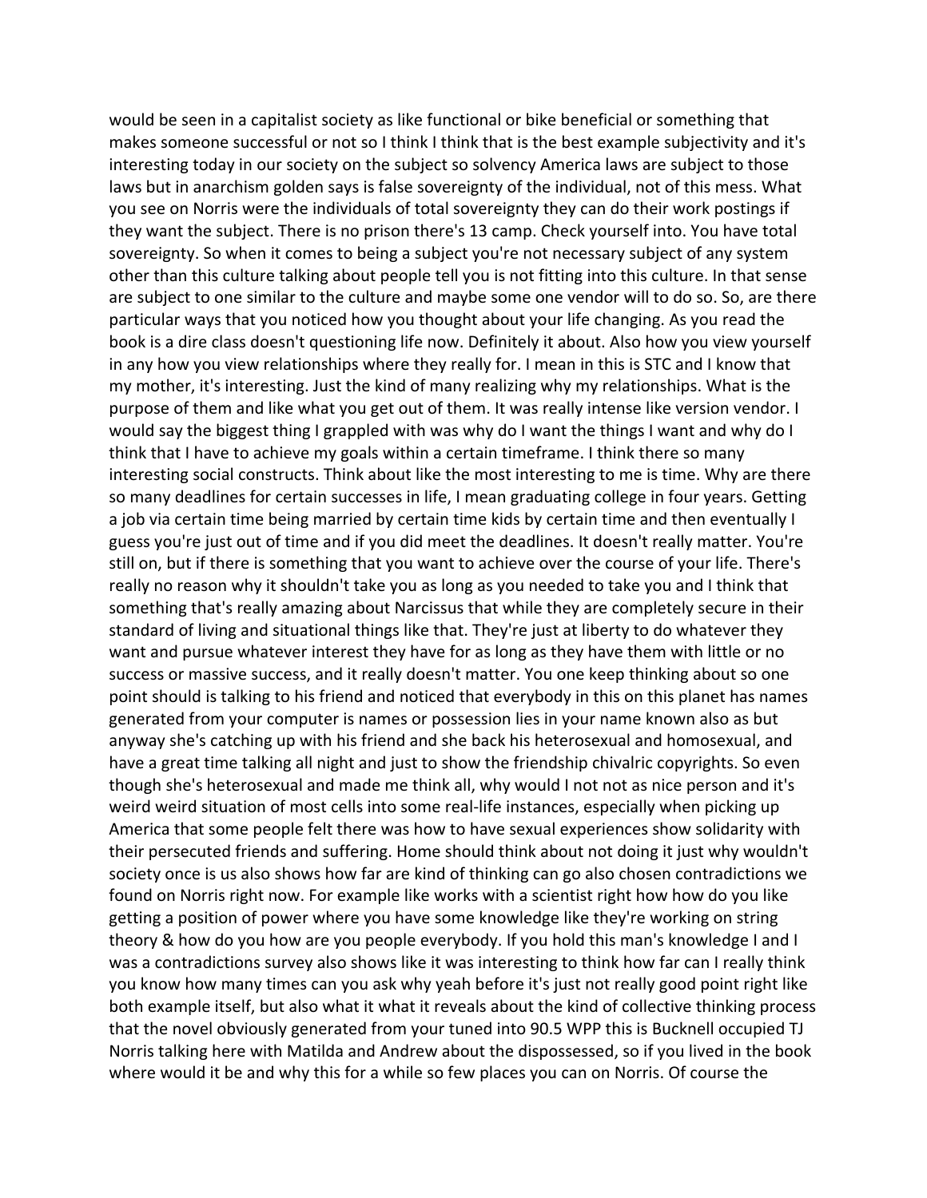would be seen in a capitalist society as like functional or bike beneficial or something that makes someone successful or not so I think I think that is the best example subjectivity and it's interesting today in our society on the subject so solvency America laws are subject to those laws but in anarchism golden says is false sovereignty of the individual, not of this mess. What you see on Norris were the individuals of total sovereignty they can do their work postings if they want the subject. There is no prison there's 13 camp. Check yourself into. You have total sovereignty. So when it comes to being a subject you're not necessary subject of any system other than this culture talking about people tell you is not fitting into this culture. In that sense are subject to one similar to the culture and maybe some one vendor will to do so. So, are there particular ways that you noticed how you thought about your life changing. As you read the book is a dire class doesn't questioning life now. Definitely it about. Also how you view yourself in any how you view relationships where they really for. I mean in this is STC and I know that my mother, it's interesting. Just the kind of many realizing why my relationships. What is the purpose of them and like what you get out of them. It was really intense like version vendor. I would say the biggest thing I grappled with was why do I want the things I want and why do I think that I have to achieve my goals within a certain timeframe. I think there so many interesting social constructs. Think about like the most interesting to me is time. Why are there so many deadlines for certain successes in life, I mean graduating college in four years. Getting a job via certain time being married by certain time kids by certain time and then eventually I guess you're just out of time and if you did meet the deadlines. It doesn't really matter. You're still on, but if there is something that you want to achieve over the course of your life. There's really no reason why it shouldn't take you as long as you needed to take you and I think that something that's really amazing about Narcissus that while they are completely secure in their standard of living and situational things like that. They're just at liberty to do whatever they want and pursue whatever interest they have for as long as they have them with little or no success or massive success, and it really doesn't matter. You one keep thinking about so one point should is talking to his friend and noticed that everybody in this on this planet has names generated from your computer is names or possession lies in your name known also as but anyway she's catching up with his friend and she back his heterosexual and homosexual, and have a great time talking all night and just to show the friendship chivalric copyrights. So even though she's heterosexual and made me think all, why would I not not as nice person and it's weird weird situation of most cells into some real-life instances, especially when picking up America that some people felt there was how to have sexual experiences show solidarity with their persecuted friends and suffering. Home should think about not doing it just why wouldn't society once is us also shows how far are kind of thinking can go also chosen contradictions we found on Norris right now. For example like works with a scientist right how how do you like getting a position of power where you have some knowledge like they're working on string theory & how do you how are you people everybody. If you hold this man's knowledge I and I was a contradictions survey also shows like it was interesting to think how far can I really think you know how many times can you ask why yeah before it's just not really good point right like both example itself, but also what it what it reveals about the kind of collective thinking process that the novel obviously generated from your tuned into 90.5 WPP this is Bucknell occupied TJ Norris talking here with Matilda and Andrew about the dispossessed, so if you lived in the book where would it be and why this for a while so few places you can on Norris. Of course the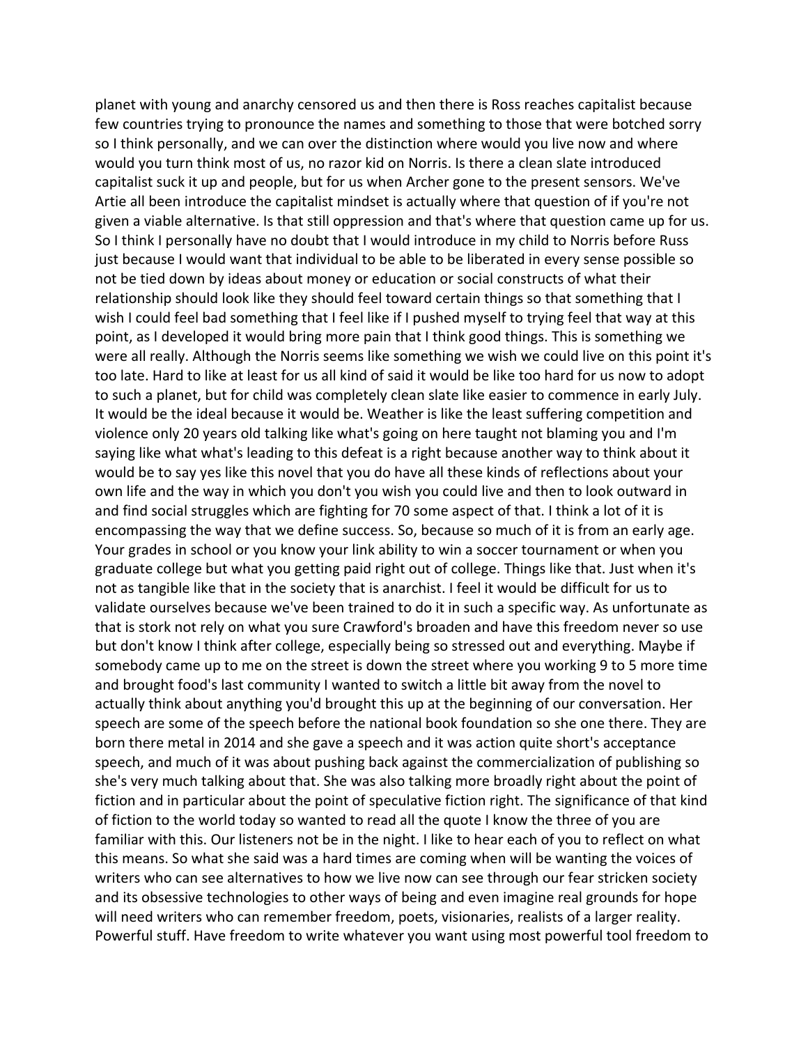planet with young and anarchy censored us and then there is Ross reaches capitalist because few countries trying to pronounce the names and something to those that were botched sorry so I think personally, and we can over the distinction where would you live now and where would you turn think most of us, no razor kid on Norris. Is there a clean slate introduced capitalist suck it up and people, but for us when Archer gone to the present sensors. We've Artie all been introduce the capitalist mindset is actually where that question of if you're not given a viable alternative. Is that still oppression and that's where that question came up for us. So I think I personally have no doubt that I would introduce in my child to Norris before Russ just because I would want that individual to be able to be liberated in every sense possible so not be tied down by ideas about money or education or social constructs of what their relationship should look like they should feel toward certain things so that something that I wish I could feel bad something that I feel like if I pushed myself to trying feel that way at this point, as I developed it would bring more pain that I think good things. This is something we were all really. Although the Norris seems like something we wish we could live on this point it's too late. Hard to like at least for us all kind of said it would be like too hard for us now to adopt to such a planet, but for child was completely clean slate like easier to commence in early July. It would be the ideal because it would be. Weather is like the least suffering competition and violence only 20 years old talking like what's going on here taught not blaming you and I'm saying like what what's leading to this defeat is a right because another way to think about it would be to say yes like this novel that you do have all these kinds of reflections about your own life and the way in which you don't you wish you could live and then to look outward in and find social struggles which are fighting for 70 some aspect of that. I think a lot of it is encompassing the way that we define success. So, because so much of it is from an early age. Your grades in school or you know your link ability to win a soccer tournament or when you graduate college but what you getting paid right out of college. Things like that. Just when it's not as tangible like that in the society that is anarchist. I feel it would be difficult for us to validate ourselves because we've been trained to do it in such a specific way. As unfortunate as that is stork not rely on what you sure Crawford's broaden and have this freedom never so use but don't know I think after college, especially being so stressed out and everything. Maybe if somebody came up to me on the street is down the street where you working 9 to 5 more time and brought food's last community I wanted to switch a little bit away from the novel to actually think about anything you'd brought this up at the beginning of our conversation. Her speech are some of the speech before the national book foundation so she one there. They are born there metal in 2014 and she gave a speech and it was action quite short's acceptance speech, and much of it was about pushing back against the commercialization of publishing so she's very much talking about that. She was also talking more broadly right about the point of fiction and in particular about the point of speculative fiction right. The significance of that kind of fiction to the world today so wanted to read all the quote I know the three of you are familiar with this. Our listeners not be in the night. I like to hear each of you to reflect on what this means. So what she said was a hard times are coming when will be wanting the voices of writers who can see alternatives to how we live now can see through our fear stricken society and its obsessive technologies to other ways of being and even imagine real grounds for hope will need writers who can remember freedom, poets, visionaries, realists of a larger reality. Powerful stuff. Have freedom to write whatever you want using most powerful tool freedom to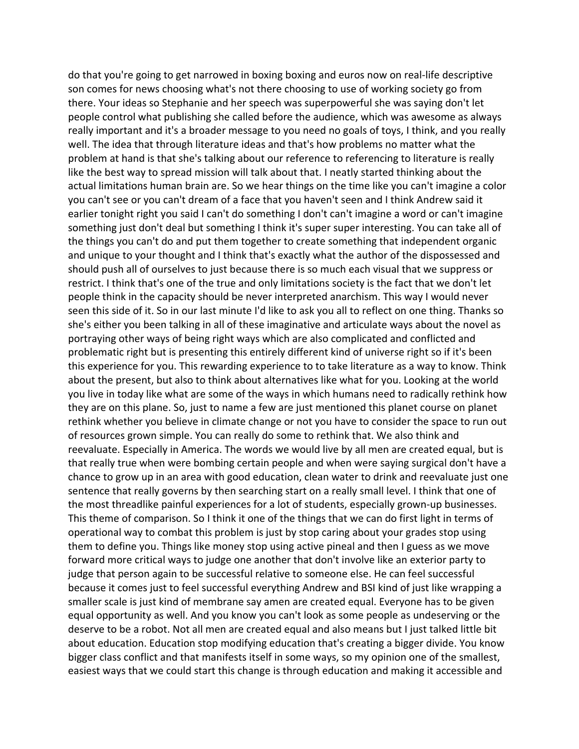do that you're going to get narrowed in boxing boxing and euros now on real-life descriptive son comes for news choosing what's not there choosing to use of working society go from there. Your ideas so Stephanie and her speech was superpowerful she was saying don't let people control what publishing she called before the audience, which was awesome as always really important and it's a broader message to you need no goals of toys, I think, and you really well. The idea that through literature ideas and that's how problems no matter what the problem at hand is that she's talking about our reference to referencing to literature is really like the best way to spread mission will talk about that. I neatly started thinking about the actual limitations human brain are. So we hear things on the time like you can't imagine a color you can't see or you can't dream of a face that you haven't seen and I think Andrew said it earlier tonight right you said I can't do something I don't can't imagine a word or can't imagine something just don't deal but something I think it's super super interesting. You can take all of the things you can't do and put them together to create something that independent organic and unique to your thought and I think that's exactly what the author of the dispossessed and should push all of ourselves to just because there is so much each visual that we suppress or restrict. I think that's one of the true and only limitations society is the fact that we don't let people think in the capacity should be never interpreted anarchism. This way I would never seen this side of it. So in our last minute I'd like to ask you all to reflect on one thing. Thanks so she's either you been talking in all of these imaginative and articulate ways about the novel as portraying other ways of being right ways which are also complicated and conflicted and problematic right but is presenting this entirely different kind of universe right so if it's been this experience for you. This rewarding experience to to take literature as a way to know. Think about the present, but also to think about alternatives like what for you. Looking at the world you live in today like what are some of the ways in which humans need to radically rethink how they are on this plane. So, just to name a few are just mentioned this planet course on planet rethink whether you believe in climate change or not you have to consider the space to run out of resources grown simple. You can really do some to rethink that. We also think and reevaluate. Especially in America. The words we would live by all men are created equal, but is that really true when were bombing certain people and when were saying surgical don't have a chance to grow up in an area with good education, clean water to drink and reevaluate just one sentence that really governs by then searching start on a really small level. I think that one of the most threadlike painful experiences for a lot of students, especially grown-up businesses. This theme of comparison. So I think it one of the things that we can do first light in terms of operational way to combat this problem is just by stop caring about your grades stop using them to define you. Things like money stop using active pineal and then I guess as we move forward more critical ways to judge one another that don't involve like an exterior party to judge that person again to be successful relative to someone else. He can feel successful because it comes just to feel successful everything Andrew and BSI kind of just like wrapping a smaller scale is just kind of membrane say amen are created equal. Everyone has to be given equal opportunity as well. And you know you can't look as some people as undeserving or the deserve to be a robot. Not all men are created equal and also means but I just talked little bit about education. Education stop modifying education that's creating a bigger divide. You know bigger class conflict and that manifests itself in some ways, so my opinion one of the smallest, easiest ways that we could start this change is through education and making it accessible and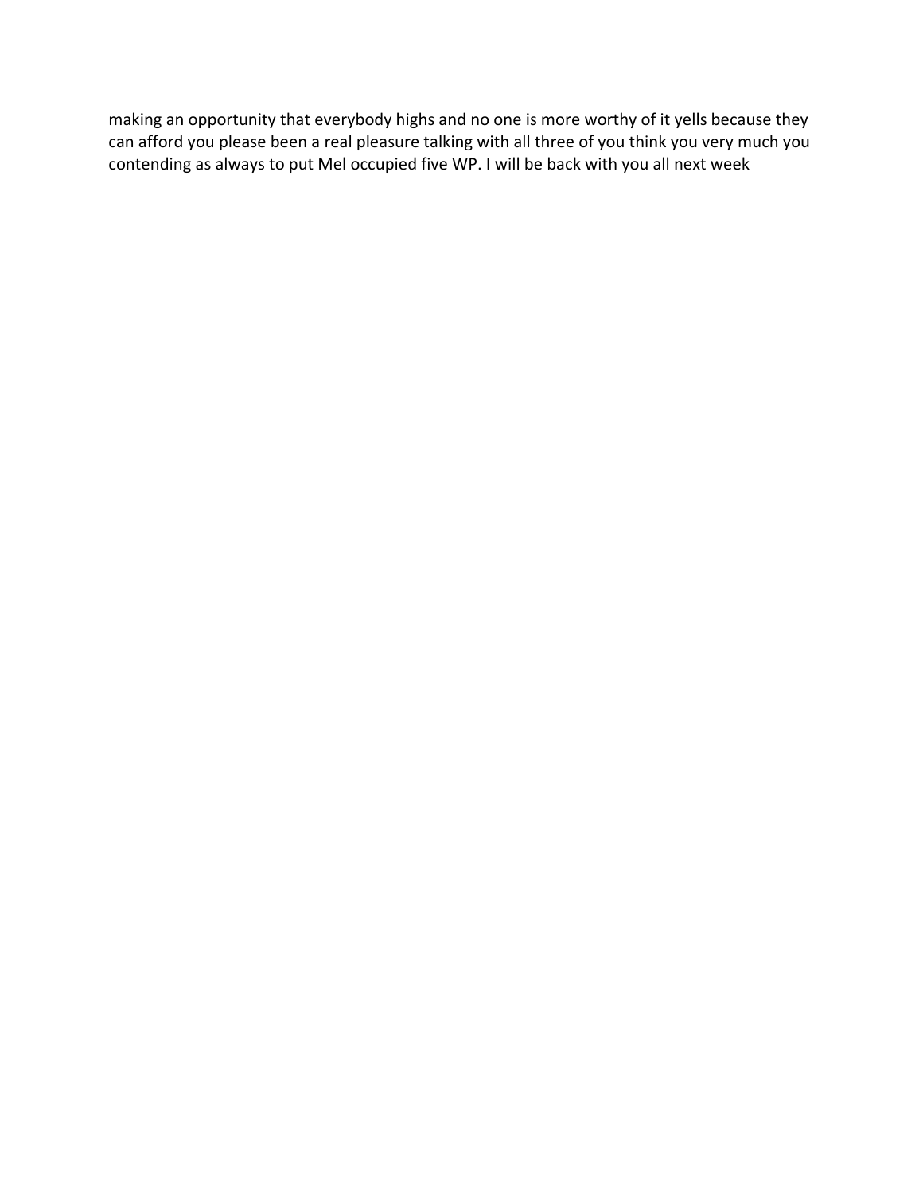making an opportunity that everybody highs and no one is more worthy of it yells because they can afford you please been a real pleasure talking with all three of you think you very much you contending as always to put Mel occupied five WP. I will be back with you all next week